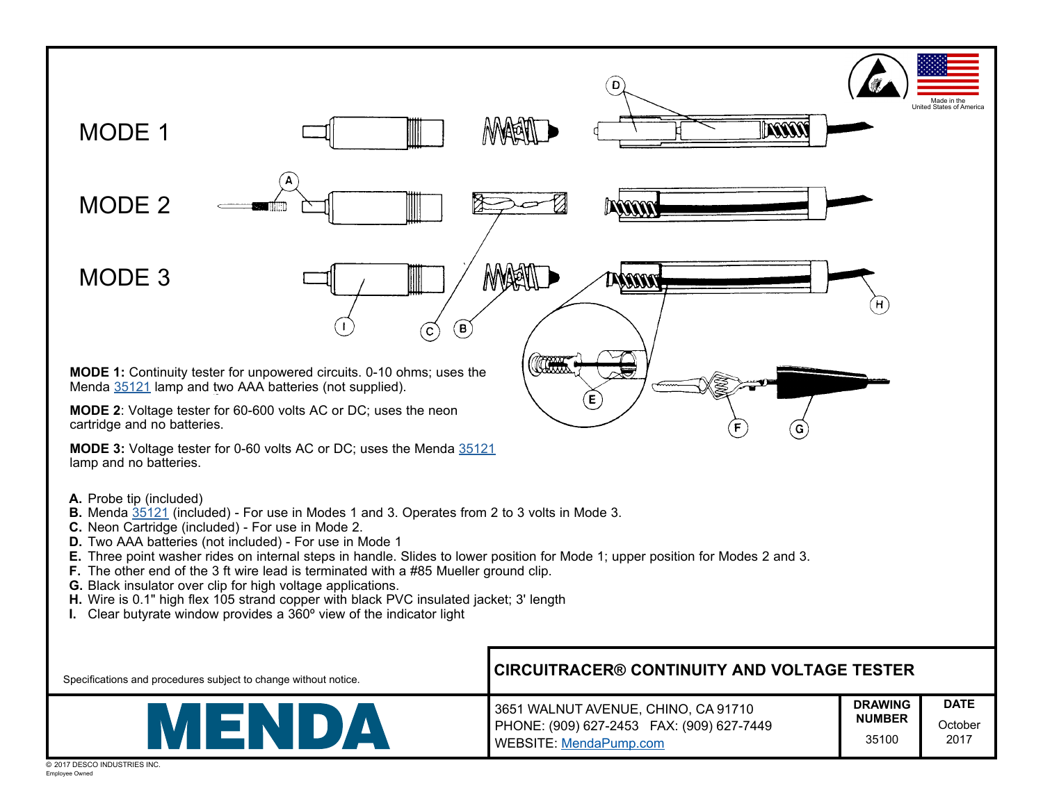MODE 1

MODE 2

MODE 3

A B C D E F G H I

Made in the United States of America

**MODE 1:** Continuity tester for unpowered circuits. 0-10 ohms; uses the Menda 35121 lamp and two AAA batteries (not supplied).

**MODE 2**: Voltage tester for 60-600 volts AC or DC; uses the neon cartridge and no batteries.

**MODE 3:** Voltage tester for 0-60 volts AC or DC; uses the Menda 35121 lamp and no batteries.

**A.** Probe tip (included)
**B.** Menda 35121 (included) - For use in Modes 1 and 3. Operates from 2 to 3 volts in Mode 3.
**C.** Neon Cartridge (included) - For use in Mode 2.
**D.** Two AAA batteries (not included) - For use in Mode 1
**E.** Three point washer rides on internal steps in handle. Slides to lower position for Mode 1; upper position for Modes 2 and 3.
**F.** The other end of the 3 ft wire lead is terminated with a #85 Mueller ground clip.
**G.** Black insulator over clip for high voltage applications.
**H.** Wire is 0.1" high flex 105 strand copper with black PVC insulated jacket; 3' length
**I.** Clear butyrate window provides a 360º view of the indicator light

Specifications and procedures subject to change without notice.

**CIRCUITRACER® CONTINUITY AND VOLTAGE TESTER**

**MENDA**

3651 WALNUT AVENUE, CHINO, CA 91710
PHONE: (909) 627-2453 FAX: (909) 627-7449
WEBSITE: MendaPump.com

| DRAWING NUMBER | DATE |
|---|---|
| 35100 | October 2017 |

© 2017 DESCO INDUSTRIES INC.
Employee Owned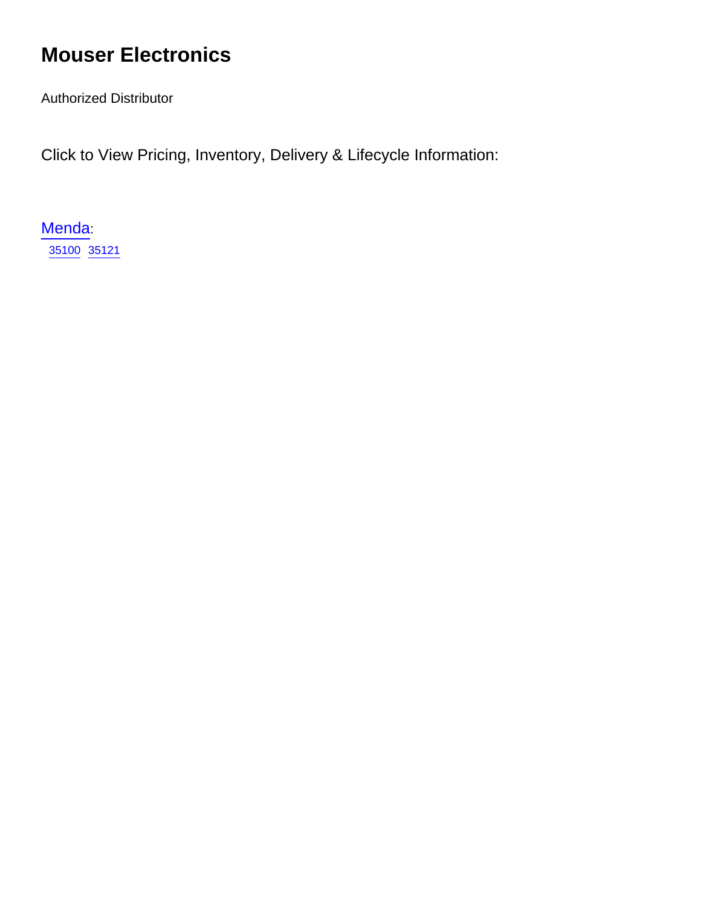# Mouser Electronics

Authorized Distributor

Click to View Pricing, Inventory, Delivery & Lifecycle Information:

Menda:

35100 35121